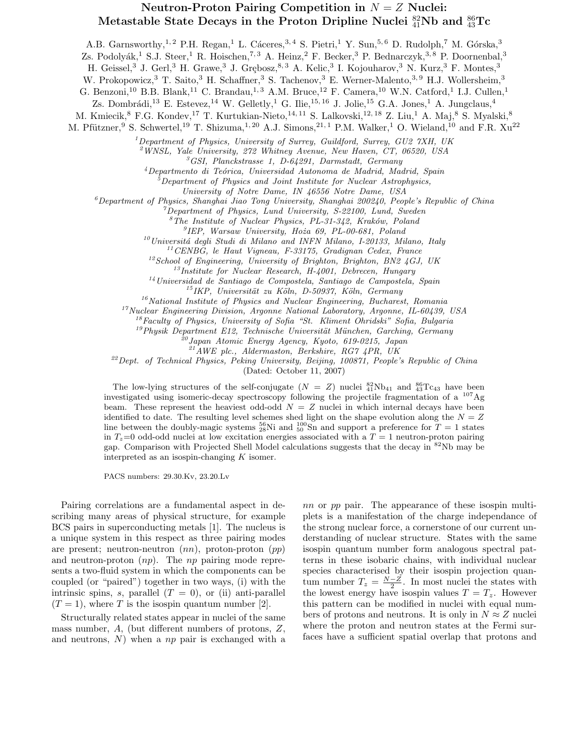# Neutron-Proton Pairing Competition in $N = Z$ Nuclei: Metastable State Decays in the Proton Dripline Nuclei $^{82}_{41}$Nb and $^{86}_{43}$Tc

A.B. Garnsworthy,[1,2] P.H. Regan,[1] L. Cáceres,[3,4] S. Pietri,[1] Y. Sun,[5,6] D. Rudolph,[7] M. Górska,[3] Zs. Podolyák,[1] S.J. Steer,[1] R. Hoischen,[7,3] A. Heinz,[2] F. Becker,[3] P. Bednarczyk,[3,8] P. Doornenbal,[3] H. Geissel,[3] J. Gerl,[3] H. Grawe,[3] J. Grębosz,[8,3] A. Kelic,[3] I. Kojouharov,[3] N. Kurz,[3] F. Montes,[3] W. Prokopowicz,[3] T. Saito,[3] H. Schaffner,[3] S. Tachenov,[3] E. Werner-Malento,[3,9] H.J. Wollersheim,[3] G. Benzoni,[10] B.B. Blank,[11] C. Brandau,[1,3] A.M. Bruce,[12] F. Camera,[10] W.N. Catford,[1] I.J. Cullen,[1] Zs. Dombrádi,[13] E. Estevez,[14] W. Gelletly,[1] G. Ilie,[15,16] J. Jolie,[15] G.A. Jones,[1] A. Jungclaus,[4] M. Kmiecik,[8] F.G. Kondev,[17] T. Kurtukian-Nieto,[14,11] S. Lalkovski,[12,18] Z. Liu,[1] A. Maj,[8] S. Myalski,[8] M. Pfützner,[9] S. Schwertel,[19] T. Shizuma,[1,20] A.J. Simons,[21,1] P.M. Walker,[1] O. Wieland,[10] and F.R. Xu[22]

[1]Department of Physics, University of Surrey, Guildford, Surrey, GU2 7XH, UK
[2]WNSL, Yale University, 272 Whitney Avenue, New Haven, CT, 06520, USA
[3]GSI, Planckstrasse 1, D-64291, Darmstadt, Germany
[4]Departmento di Teórica, Universidad Autonoma de Madrid, Madrid, Spain
[5]Department of Physics and Joint Institute for Nuclear Astrophysics, University of Notre Dame, IN 46556 Notre Dame, USA
[6]Department of Physics, Shanghai Jiao Tong University, Shanghai 200240, People's Republic of China
[7]Department of Physics, Lund University, S-22100, Lund, Sweden
[8]The Institute of Nuclear Physics, PL-31-342, Kraków, Poland
[9]IEP, Warsaw University, Hoża 69, PL-00-681, Poland
[10]Universitá degli Studi di Milano and INFN Milano, I-20133, Milano, Italy
[11]CENBG, le Haut Vigneau, F-33175, Gradignan Cedex, France
[12]School of Engineering, University of Brighton, Brighton, BN2 4GJ, UK
[13]Institute for Nuclear Research, H-4001, Debrecen, Hungary
[14]Universidad de Santiago de Compostela, Santiago de Campostela, Spain
[15]IKP, Universität zu Köln, D-50937, Köln, Germany
[16]National Institute of Physics and Nuclear Engineering, Bucharest, Romania
[17]Nuclear Engineering Division, Argonne National Laboratory, Argonne, IL-60439, USA
[18]Faculty of Physics, University of Sofia "St. Kliment Ohridski" Sofia, Bulgaria
[19]Physik Department E12, Technische Universität München, Garching, Germany
[20]Japan Atomic Energy Agency, Kyoto, 619-0215, Japan
[21]AWE plc., Aldermaston, Berkshire, RG7 4PR, UK
[22]Dept. of Technical Physics, Peking University, Beijing, 100871, People's Republic of China

(Dated: October 11, 2007)

The low-lying structures of the self-conjugate ($N = Z$) nuclei $^{82}_{41}$Nb$_{41}$ and $^{86}_{43}$Tc$_{43}$ have been investigated using isomeric-decay spectroscopy following the projectile fragmentation of a $^{107}$Ag beam. These represent the heaviest odd-odd $N = Z$ nuclei in which internal decays have been identified to date. The resulting level schemes shed light on the shape evolution along the $N = Z$ line between the doubly-magic systems $^{56}_{28}$Ni and $^{100}_{50}$Sn and support a preference for $T = 1$ states in $T_z$=0 odd-odd nuclei at low excitation energies associated with a $T = 1$ neutron-proton pairing gap. Comparison with Projected Shell Model calculations suggests that the decay in $^{82}$Nb may be interpreted as an isospin-changing $K$ isomer.

PACS numbers: 29.30.Kv, 23.20.Lv

Pairing correlations are a fundamental aspect in describing many areas of physical structure, for example BCS pairs in superconducting metals [1]. The nucleus is a unique system in this respect as three pairing modes are present; neutron-neutron ($nn$), proton-proton ($pp$) and neutron-proton ($np$). The $np$ pairing mode represents a two-fluid system in which the components can be coupled (or "paired") together in two ways, (i) with the intrinsic spins, $s$, parallel ($T = 0$), or (ii) anti-parallel ($T = 1$), where $T$ is the isospin quantum number [2].

Structurally related states appear in nuclei of the same mass number, $A$, (but different numbers of protons, $Z$, and neutrons, $N$) when a $np$ pair is exchanged with a $nn$ or $pp$ pair. The appearance of these isospin multiplets is a manifestation of the charge independance of the strong nuclear force, a cornerstone of our current understanding of nuclear structure. States with the same isospin quantum number form analogous spectral patterns in these isobaric chains, with individual nuclear species characterised by their isospin projection quantum number $T_z = \frac{N-Z}{2}$. In most nuclei the states with the lowest energy have isospin values $T = T_z$. However this pattern can be modified in nuclei with equal numbers of protons and neutrons. It is only in $N \approx Z$ nuclei where the proton and neutron states at the Fermi surfaces have a sufficient spatial overlap that protons and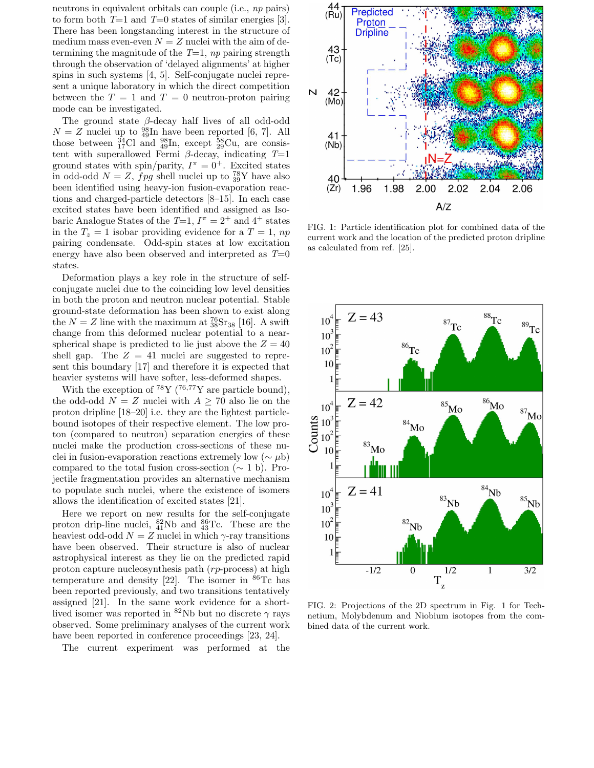neutrons in equivalent orbitals can couple (i.e., *np* pairs) to form both $T$=1 and $T$=0 states of similar energies [3]. There has been longstanding interest in the structure of medium mass even-even $N = Z$ nuclei with the aim of determining the magnitude of the $T$=1, *np* pairing strength through the observation of 'delayed alignments' at higher spins in such systems [4, 5]. Self-conjugate nuclei represent a unique laboratory in which the direct competition between the $T = 1$ and $T = 0$ neutron-proton pairing mode can be investigated.

The ground state $\beta$-decay half lives of all odd-odd $N = Z$ nuclei up to $^{98}_{49}$In have been reported [6, 7]. All those between $^{34}_{17}$Cl and $^{98}_{49}$In, except $^{58}_{29}$Cu, are consistent with superallowed Fermi $\beta$-decay, indicating $T$=1 ground states with spin/parity, $I^{\pi} = 0^{+}$. Excited states in odd-odd $N = Z$, *fpg* shell nuclei up to $^{78}_{39}$Y have also been identified using heavy-ion fusion-evaporation reactions and charged-particle detectors [8–15]. In each case excited states have been identified and assigned as Isobaric Analogue States of the $T$=1, $I^{\pi} = 2^{+}$ and $4^{+}$ states in the $T_z = 1$ isobar providing evidence for a $T = 1$, *np* pairing condensate. Odd-spin states at low excitation energy have also been observed and interpreted as $T$=0 states.

Deformation plays a key role in the structure of self-conjugate nuclei due to the coinciding low level densities in both the proton and neutron nuclear potential. Stable ground-state deformation has been shown to exist along the $N = Z$ line with the maximum at $^{76}_{38}$Sr$_{38}$ [16]. A swift change from this deformed nuclear potential to a near-spherical shape is predicted to lie just above the $Z = 40$ shell gap. The $Z = 41$ nuclei are suggested to represent this boundary [17] and therefore it is expected that heavier systems will have softer, less-deformed shapes.

With the exception of $^{78}$Y ($^{76,77}$Y are particle bound), the odd-odd $N = Z$ nuclei with $A \geq 70$ also lie on the proton dripline [18–20] i.e. they are the lightest particle-bound isotopes of their respective element. The low proton (compared to neutron) separation energies of these nuclei make the production cross-sections of these nuclei in fusion-evaporation reactions extremely low ($\sim \mu$b) compared to the total fusion cross-section ($\sim$ 1 b). Projectile fragmentation provides an alternative mechanism to populate such nuclei, where the existence of isomers allows the identification of excited states [21].

Here we report on new results for the self-conjugate proton drip-line nuclei, $^{82}_{41}$Nb and $^{86}_{43}$Tc. These are the heaviest odd-odd $N = Z$ nuclei in which $\gamma$-ray transitions have been observed. Their structure is also of nuclear astrophysical interest as they lie on the predicted rapid proton capture nucleosynthesis path (*rp*-process) at high temperature and density [22]. The isomer in $^{86}$Tc has been reported previously, and two transitions tentatively assigned [21]. In the same work evidence for a short-lived isomer was reported in $^{82}$Nb but no discrete $\gamma$ rays observed. Some preliminary analyses of the current work have been reported in conference proceedings [23, 24].

The current experiment was performed at the

FIG. 1: Particle identification plot for combined data of the current work and the location of the predicted proton dripline as calculated from ref. [25].

FIG. 2: Projections of the 2D spectrum in Fig. 1 for Technetium, Molybdenum and Niobium isotopes from the combined data of the current work.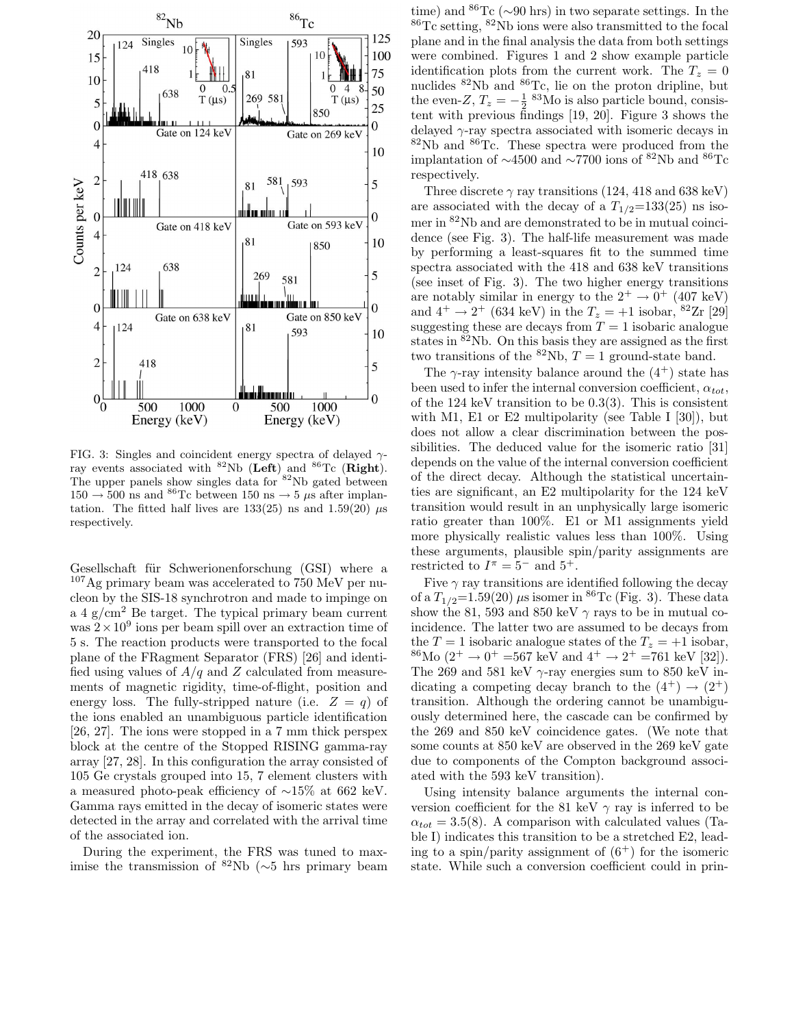FIG. 3: Singles and coincident energy spectra of delayed $\gamma$-ray events associated with $^{82}$Nb (**Left**) and $^{86}$Tc (**Right**). The upper panels show singles data for $^{82}$Nb gated between 150 → 500 ns and $^{86}$Tc between 150 ns → 5 $\mu$s after implantation. The fitted half lives are 133(25) ns and 1.59(20) $\mu$s respectively.

Gesellschaft für Schwerionenforschung (GSI) where a $^{107}$Ag primary beam was accelerated to 750 MeV per nucleon by the SIS-18 synchrotron and made to impinge on a 4 g/cm$^2$ Be target. The typical primary beam current was $2 \times 10^9$ ions per beam spill over an extraction time of 5 s. The reaction products were transported to the focal plane of the FRagment Separator (FRS) [26] and identified using values of $A/q$ and $Z$ calculated from measurements of magnetic rigidity, time-of-flight, position and energy loss. The fully-stripped nature (i.e. $Z = q$) of the ions enabled an unambiguous particle identification [26, 27]. The ions were stopped in a 7 mm thick perspex block at the centre of the Stopped RISING gamma-ray array [27, 28]. In this configuration the array consisted of 105 Ge crystals grouped into 15, 7 element clusters with a measured photo-peak efficiency of ∼15% at 662 keV. Gamma rays emitted in the decay of isomeric states were detected in the array and correlated with the arrival time of the associated ion.

During the experiment, the FRS was tuned to maximise the transmission of $^{82}$Nb (∼5 hrs primary beam time) and $^{86}$Tc (∼90 hrs) in two separate settings. In the $^{86}$Tc setting, $^{82}$Nb ions were also transmitted to the focal plane and in the final analysis the data from both settings were combined. Figures 1 and 2 show example particle identification plots from the current work. The $T_z = 0$ nuclides $^{82}$Nb and $^{86}$Tc, lie on the proton dripline, but the even-$Z$, $T_z = -\frac{1}{2}$ $^{83}$Mo is also particle bound, consistent with previous findings [19, 20]. Figure 3 shows the delayed $\gamma$-ray spectra associated with isomeric decays in $^{82}$Nb and $^{86}$Tc. These spectra were produced from the implantation of ∼4500 and ∼7700 ions of $^{82}$Nb and $^{86}$Tc respectively.

Three discrete $\gamma$ ray transitions (124, 418 and 638 keV) are associated with the decay of a $T_{1/2}$=133(25) ns isomer in $^{82}$Nb and are demonstrated to be in mutual coincidence (see Fig. 3). The half-life measurement was made by performing a least-squares fit to the summed time spectra associated with the 418 and 638 keV transitions (see inset of Fig. 3). The two higher energy transitions are notably similar in energy to the $2^+ \rightarrow 0^+$ (407 keV) and $4^+ \rightarrow 2^+$ (634 keV) in the $T_z = +1$ isobar, $^{82}$Zr [29] suggesting these are decays from $T = 1$ isobaric analogue states in $^{82}$Nb. On this basis they are assigned as the first two transitions of the $^{82}$Nb, $T = 1$ ground-state band.

The $\gamma$-ray intensity balance around the $(4^+)$ state has been used to infer the internal conversion coefficient, $\alpha_{tot}$, of the 124 keV transition to be 0.3(3). This is consistent with M1, E1 or E2 multipolarity (see Table I [30]), but does not allow a clear discrimination between the possibilities. The deduced value for the isomeric ratio [31] depends on the value of the internal conversion coefficient of the direct decay. Although the statistical uncertainties are significant, an E2 multipolarity for the 124 keV transition would result in an unphysically large isomeric ratio greater than 100%. E1 or M1 assignments yield more physically realistic values less than 100%. Using these arguments, plausible spin/parity assignments are restricted to $I^\pi = 5^-$ and $5^+$.

Five $\gamma$ ray transitions are identified following the decay of a $T_{1/2}$=1.59(20) $\mu$s isomer in $^{86}$Tc (Fig. 3). These data show the 81, 593 and 850 keV $\gamma$ rays to be in mutual coincidence. The latter two are assumed to be decays from the $T = 1$ isobaric analogue states of the $T_z = +1$ isobar, $^{86}$Mo ($2^+ \rightarrow 0^+$ =567 keV and $4^+ \rightarrow 2^+$ =761 keV [32]). The 269 and 581 keV $\gamma$-ray energies sum to 850 keV indicating a competing decay branch to the $(4^+) \rightarrow (2^+)$ transition. Although the ordering cannot be unambiguously determined here, the cascade can be confirmed by the 269 and 850 keV coincidence gates. (We note that some counts at 850 keV are observed in the 269 keV gate due to components of the Compton background associated with the 593 keV transition).

Using intensity balance arguments the internal conversion coefficient for the 81 keV $\gamma$ ray is inferred to be $\alpha_{tot}$ = 3.5(8). A comparison with calculated values (Table I) indicates this transition to be a stretched E2, leading to a spin/parity assignment of $(6^+)$ for the isomeric state. While such a conversion coefficient could in prin-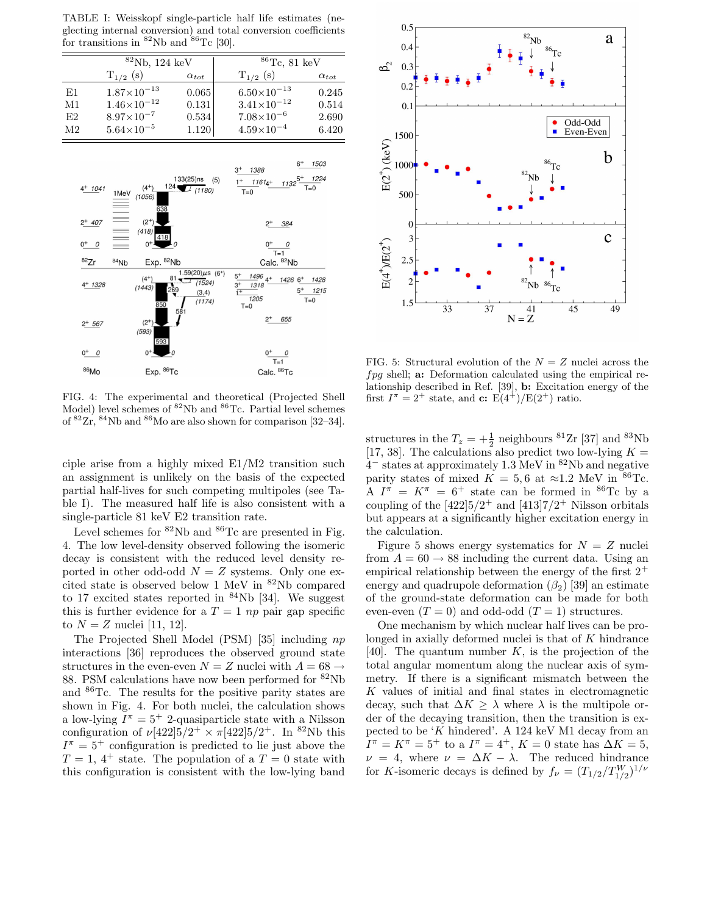TABLE I: Weisskopf single-particle half life estimates (neglecting internal conversion) and total conversion coefficients for transitions in $^{82}$Nb and $^{86}$Tc [30].

| | $^{82}$Nb, 124 keV | | $^{86}$Tc, 81 keV | |
|---|---|---|---|---|
| | $T_{1/2}$ (s) | $\alpha_{tot}$ | $T_{1/2}$ (s) | $\alpha_{tot}$ |
| E1 | $1.87\times10^{-13}$ | 0.065 | $6.50\times10^{-13}$ | 0.245 |
| M1 | $1.46\times10^{-12}$ | 0.131 | $3.41\times10^{-12}$ | 0.514 |
| E2 | $8.97\times10^{-7}$ | 0.534 | $7.08\times10^{-6}$ | 2.690 |
| M2 | $5.64\times10^{-5}$ | 1.120 | $4.59\times10^{-4}$ | 6.420 |

FIG. 4: The experimental and theoretical (Projected Shell Model) level schemes of $^{82}$Nb and $^{86}$Tc. Partial level schemes of $^{82}$Zr, $^{84}$Nb and $^{86}$Mo are also shown for comparison [32–34].

ciple arise from a highly mixed E1/M2 transition such an assignment is unlikely on the basis of the expected partial half-lives for such competing multipoles (see Table I). The measured half life is also consistent with a single-particle 81 keV E2 transition rate.

Level schemes for $^{82}$Nb and $^{86}$Tc are presented in Fig. 4. The low level-density observed following the isomeric decay is consistent with the reduced level density reported in other odd-odd $N=Z$ systems. Only one excited state is observed below 1 MeV in $^{82}$Nb compared to 17 excited states reported in $^{84}$Nb [34]. We suggest this is further evidence for a $T=1$ *np* pair gap specific to $N=Z$ nuclei [11, 12].

The Projected Shell Model (PSM) [35] including *np* interactions [36] reproduces the observed ground state structures in the even-even $N=Z$ nuclei with $A=68\rightarrow 88$. PSM calculations have now been performed for $^{82}$Nb and $^{86}$Tc. The results for the positive parity states are shown in Fig. 4. For both nuclei, the calculation shows a low-lying $I^\pi=5^+$ 2-quasiparticle state with a Nilsson configuration of $\nu[422]5/2^+\times\pi[422]5/2^+$. In $^{82}$Nb this $I^\pi=5^+$ configuration is predicted to lie just above the $T=1$, $4^+$ state. The population of a $T=0$ state with this configuration is consistent with the low-lying band structures in the $T_z=+\frac{1}{2}$ neighbours $^{81}$Zr [37] and $^{83}$Nb [17, 38]. The calculations also predict two low-lying $K=4^-$ states at approximately 1.3 MeV in $^{82}$Nb and negative parity states of mixed $K=5,6$ at $\approx$1.2 MeV in $^{86}$Tc. A $I^\pi=K^\pi=6^+$ state can be formed in $^{86}$Tc by a coupling of the $[422]5/2^+$ and $[413]7/2^+$ Nilsson orbitals but appears at a significantly higher excitation energy in the calculation.

FIG. 5: Structural evolution of the $N=Z$ nuclei across the *fpg* shell; **a:** Deformation calculated using the empirical relationship described in Ref. [39], **b:** Excitation energy of the first $I^\pi=2^+$ state, and **c:** E($4^+$)/E($2^+$) ratio.

Figure 5 shows energy systematics for $N=Z$ nuclei from $A=60\rightarrow 88$ including the current data. Using an empirical relationship between the energy of the first $2^+$ energy and quadrupole deformation ($\beta_2$) [39] an estimate of the ground-state deformation can be made for both even-even ($T=0$) and odd-odd ($T=1$) structures.

One mechanism by which nuclear half lives can be prolonged in axially deformed nuclei is that of $K$ hindrance [40]. The quantum number $K$, is the projection of the total angular momentum along the nuclear axis of symmetry. If there is a significant mismatch between the $K$ values of initial and final states in electromagnetic decay, such that $\Delta K\geq\lambda$ where $\lambda$ is the multipole order of the decaying transition, then the transition is expected to be '$K$ hindered'. A 124 keV M1 decay from an $I^\pi=K^\pi=5^+$ to a $I^\pi=4^+$, $K=0$ state has $\Delta K=5$, $\nu=4$, where $\nu=\Delta K-\lambda$. The reduced hindrance for $K$-isomeric decays is defined by $f_\nu=(T_{1/2}/T^W_{1/2})^{1/\nu}$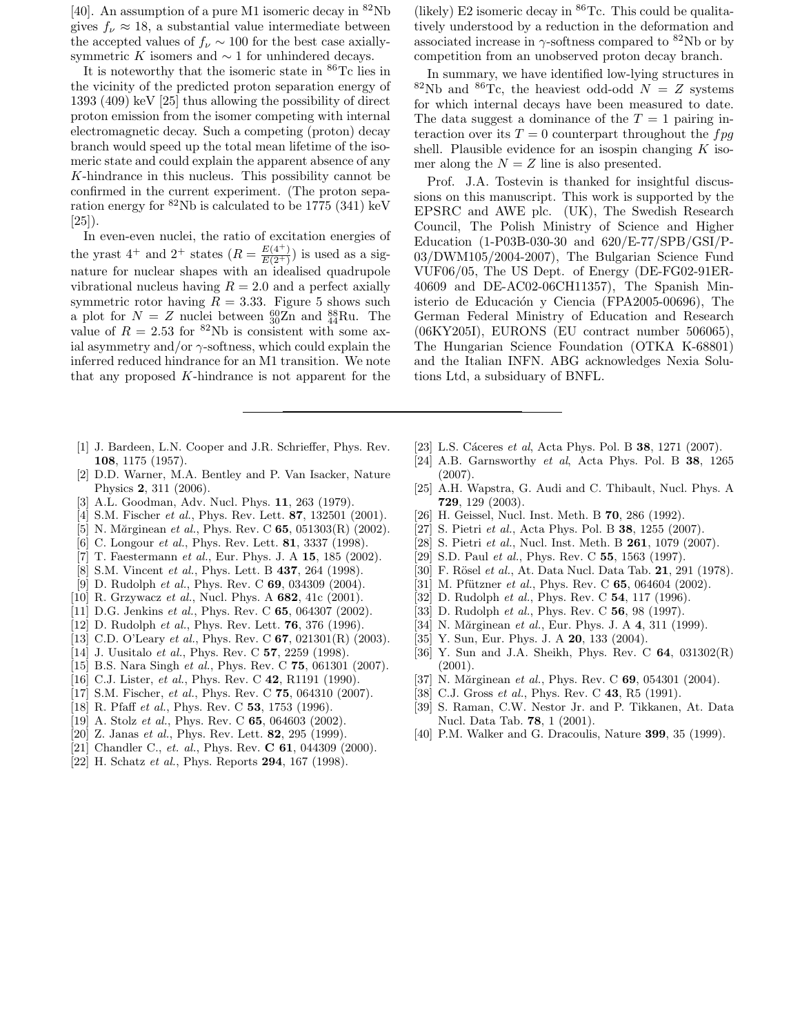[40]. An assumption of a pure M1 isomeric decay in $^{82}$Nb gives $f_\nu \approx 18$, a substantial value intermediate between the accepted values of $f_\nu \sim 100$ for the best case axially-symmetric $K$ isomers and $\sim 1$ for unhindered decays.

It is noteworthy that the isomeric state in $^{86}$Tc lies in the vicinity of the predicted proton separation energy of 1393 (409) keV [25] thus allowing the possibility of direct proton emission from the isomer competing with internal electromagnetic decay. Such a competing (proton) decay branch would speed up the total mean lifetime of the isomeric state and could explain the apparent absence of any $K$-hindrance in this nucleus. This possibility cannot be confirmed in the current experiment. (The proton separation energy for $^{82}$Nb is calculated to be 1775 (341) keV [25]).

In even-even nuclei, the ratio of excitation energies of the yrast $4^+$ and $2^+$ states ($R = \frac{E(4^+)}{E(2^+)}$) is used as a signature for nuclear shapes with an idealised quadrupole vibrational nucleus having $R = 2.0$ and a perfect axially symmetric rotor having $R = 3.33$. Figure 5 shows such a plot for $N = Z$ nuclei between $^{60}_{30}$Zn and $^{88}_{44}$Ru. The value of $R = 2.53$ for $^{82}$Nb is consistent with some axial asymmetry and/or $\gamma$-softness, which could explain the inferred reduced hindrance for an M1 transition. We note that any proposed $K$-hindrance is not apparent for the (likely) E2 isomeric decay in $^{86}$Tc. This could be qualitatively understood by a reduction in the deformation and associated increase in $\gamma$-softness compared to $^{82}$Nb or by competition from an unobserved proton decay branch.

In summary, we have identified low-lying structures in $^{82}$Nb and $^{86}$Tc, the heaviest odd-odd $N = Z$ systems for which internal decays have been measured to date. The data suggest a dominance of the $T = 1$ pairing interaction over its $T = 0$ counterpart throughout the $fpg$ shell. Plausible evidence for an isospin changing $K$ isomer along the $N = Z$ line is also presented.

Prof. J.A. Tostevin is thanked for insightful discussions on this manuscript. This work is supported by the EPSRC and AWE plc. (UK), The Swedish Research Council, The Polish Ministry of Science and Higher Education (1-P03B-030-30 and 620/E-77/SPB/GSI/P-03/DWM105/2004-2007), The Bulgarian Science Fund VUF06/05, The US Dept. of Energy (DE-FG02-91ER-40609 and DE-AC02-06CH11357), The Spanish Ministerio de Educación y Ciencia (FPA2005-00696), The German Federal Ministry of Education and Research (06KY205I), EURONS (EU contract number 506065), The Hungarian Science Foundation (OTKA K-68801) and the Italian INFN. ABG acknowledges Nexia Solutions Ltd, a subsiduary of BNFL.

---

[1] J. Bardeen, L.N. Cooper and J.R. Schrieffer, Phys. Rev. **108**, 1175 (1957).
[2] D.D. Warner, M.A. Bentley and P. Van Isacker, Nature Physics **2**, 311 (2006).
[3] A.L. Goodman, Adv. Nucl. Phys. **11**, 263 (1979).
[4] S.M. Fischer *et al.*, Phys. Rev. Lett. **87**, 132501 (2001).
[5] N. Mărginean *et al.*, Phys. Rev. C **65**, 051303(R) (2002).
[6] C. Longour *et al.*, Phys. Rev. Lett. **81**, 3337 (1998).
[7] T. Faestermann *et al.*, Eur. Phys. J. A **15**, 185 (2002).
[8] S.M. Vincent *et al.*, Phys. Lett. B **437**, 264 (1998).
[9] D. Rudolph *et al.*, Phys. Rev. C **69**, 034309 (2004).
[10] R. Grzywacz *et al.*, Nucl. Phys. A **682**, 41c (2001).
[11] D.G. Jenkins *et al.*, Phys. Rev. C **65**, 064307 (2002).
[12] D. Rudolph *et al.*, Phys. Rev. Lett. **76**, 376 (1996).
[13] C.D. O'Leary *et al.*, Phys. Rev. C **67**, 021301(R) (2003).
[14] J. Uusitalo *et al.*, Phys. Rev. C **57**, 2259 (1998).
[15] B.S. Nara Singh *et al.*, Phys. Rev. C **75**, 061301 (2007).
[16] C.J. Lister, *et al.*, Phys. Rev. C **42**, R1191 (1990).
[17] S.M. Fischer, *et al.*, Phys. Rev. C **75**, 064310 (2007).
[18] R. Pfaff *et al.*, Phys. Rev. C **53**, 1753 (1996).
[19] A. Stolz *et al.*, Phys. Rev. C **65**, 064603 (2002).
[20] Z. Janas *et al.*, Phys. Rev. Lett. **82**, 295 (1999).
[21] Chandler C., *et. al.*, Phys. Rev. **C 61**, 044309 (2000).
[22] H. Schatz *et al.*, Phys. Reports **294**, 167 (1998).
[23] L.S. Cáceres *et al*, Acta Phys. Pol. B **38**, 1271 (2007).
[24] A.B. Garnsworthy *et al*, Acta Phys. Pol. B **38**, 1265 (2007).
[25] A.H. Wapstra, G. Audi and C. Thibault, Nucl. Phys. A **729**, 129 (2003).
[26] H. Geissel, Nucl. Inst. Meth. B **70**, 286 (1992).
[27] S. Pietri *et al.*, Acta Phys. Pol. B **38**, 1255 (2007).
[28] S. Pietri *et al.*, Nucl. Inst. Meth. B **261**, 1079 (2007).
[29] S.D. Paul *et al.*, Phys. Rev. C **55**, 1563 (1997).
[30] F. Rösel *et al.*, At. Data Nucl. Data Tab. **21**, 291 (1978).
[31] M. Pfützner *et al.*, Phys. Rev. C **65**, 064604 (2002).
[32] D. Rudolph *et al.*, Phys. Rev. C **54**, 117 (1996).
[33] D. Rudolph *et al.*, Phys. Rev. C **56**, 98 (1997).
[34] N. Mărginean *et al.*, Eur. Phys. J. A **4**, 311 (1999).
[35] Y. Sun, Eur. Phys. J. A **20**, 133 (2004).
[36] Y. Sun and J.A. Sheikh, Phys. Rev. C **64**, 031302(R) (2001).
[37] N. Mărginean *et al.*, Phys. Rev. C **69**, 054301 (2004).
[38] C.J. Gross *et al.*, Phys. Rev. C **43**, R5 (1991).
[39] S. Raman, C.W. Nestor Jr. and P. Tikkanen, At. Data Nucl. Data Tab. **78**, 1 (2001).
[40] P.M. Walker and G. Dracoulis, Nature **399**, 35 (1999).